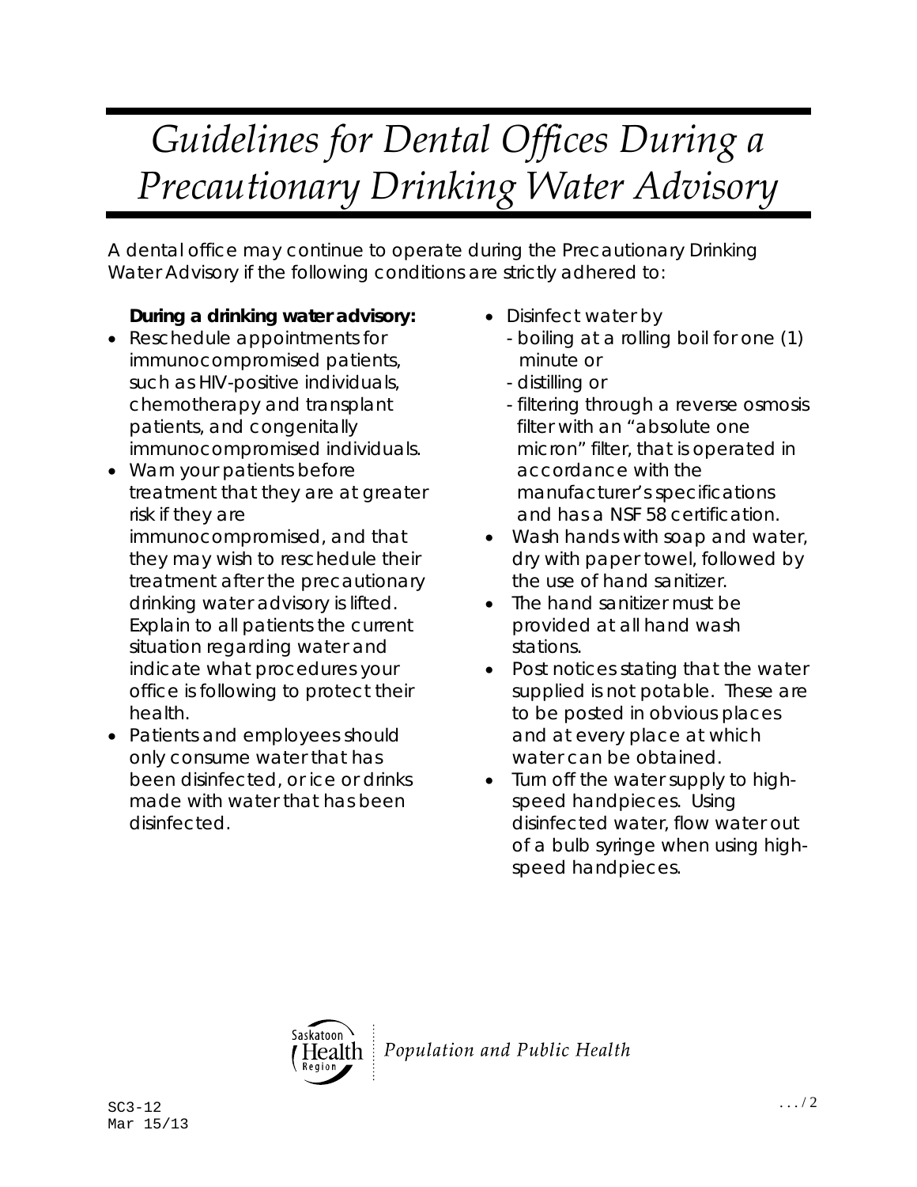# *Guidelines for Dental Offices During a Precautionary Drinking Water Advisory*

A dental office may continue to operate during the Precautionary Drinking Water Advisory if the following conditions are strictly adhered to:

**During a drinking water advisory:**

- Reschedule appointments for immunocompromised patients, such as HIV-positive individuals, chemotherapy and transplant patients, and congenitally immunocompromised individuals.
- Warn your patients before treatment that they are at greater risk if they are immunocompromised, and that they may wish to reschedule their treatment after the precautionary drinking water advisory is lifted. Explain to all patients the current situation regarding water and indicate what procedures your office is following to protect their health.
- Patients and employees should only consume water that has been disinfected, or ice or drinks made with water that has been disinfected.
- Disinfect water by
  - boiling at a rolling boil for one (1) minute or
  - distilling or
  - filtering through a reverse osmosis filter with an "absolute one micron" filter, that is operated in accordance with the manufacturer's specifications and has a NSF 58 certification.
- Wash hands with soap and water, dry with paper towel, followed by the use of hand sanitizer.
- The hand sanitizer must be provided at all hand wash stations.
- Post notices stating that the water supplied is not potable. These are to be posted in obvious places and at every place at which water can be obtained.
- Turn off the water supply to high-speed handpieces. Using disinfected water, flow water out of a bulb syringe when using high-speed handpieces.

Saskatoon Health Region | Population and Public Health

SC3-12
Mar 15/13

.../2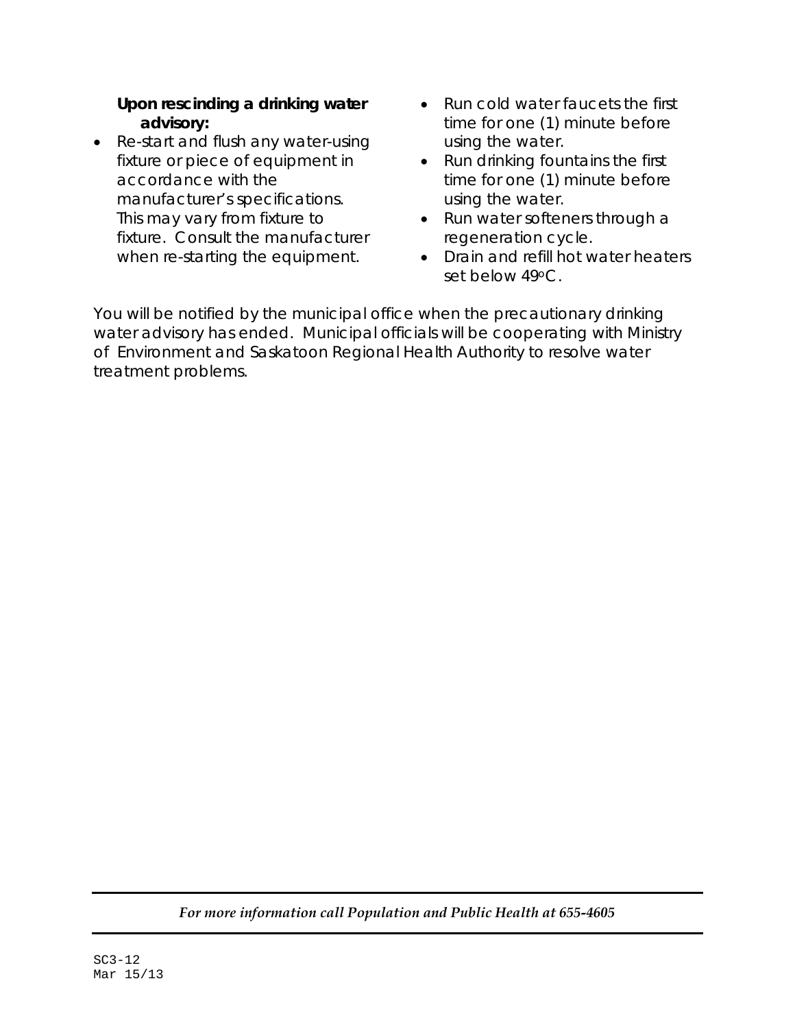**Upon rescinding a drinking water advisory:**

- Re-start and flush any water-using fixture or piece of equipment in accordance with the manufacturer's specifications. This may vary from fixture to fixture. Consult the manufacturer when re-starting the equipment.
- Run cold water faucets the first time for one (1) minute before using the water.
- Run drinking fountains the first time for one (1) minute before using the water.
- Run water softeners through a regeneration cycle.
- Drain and refill hot water heaters set below 49°C.

You will be notified by the municipal office when the precautionary drinking water advisory has ended. Municipal officials will be cooperating with Ministry of Environment and Saskatoon Regional Health Authority to resolve water treatment problems.

---

*For more information call Population and Public Health at 655-4605*

---

SC3-12
Mar 15/13